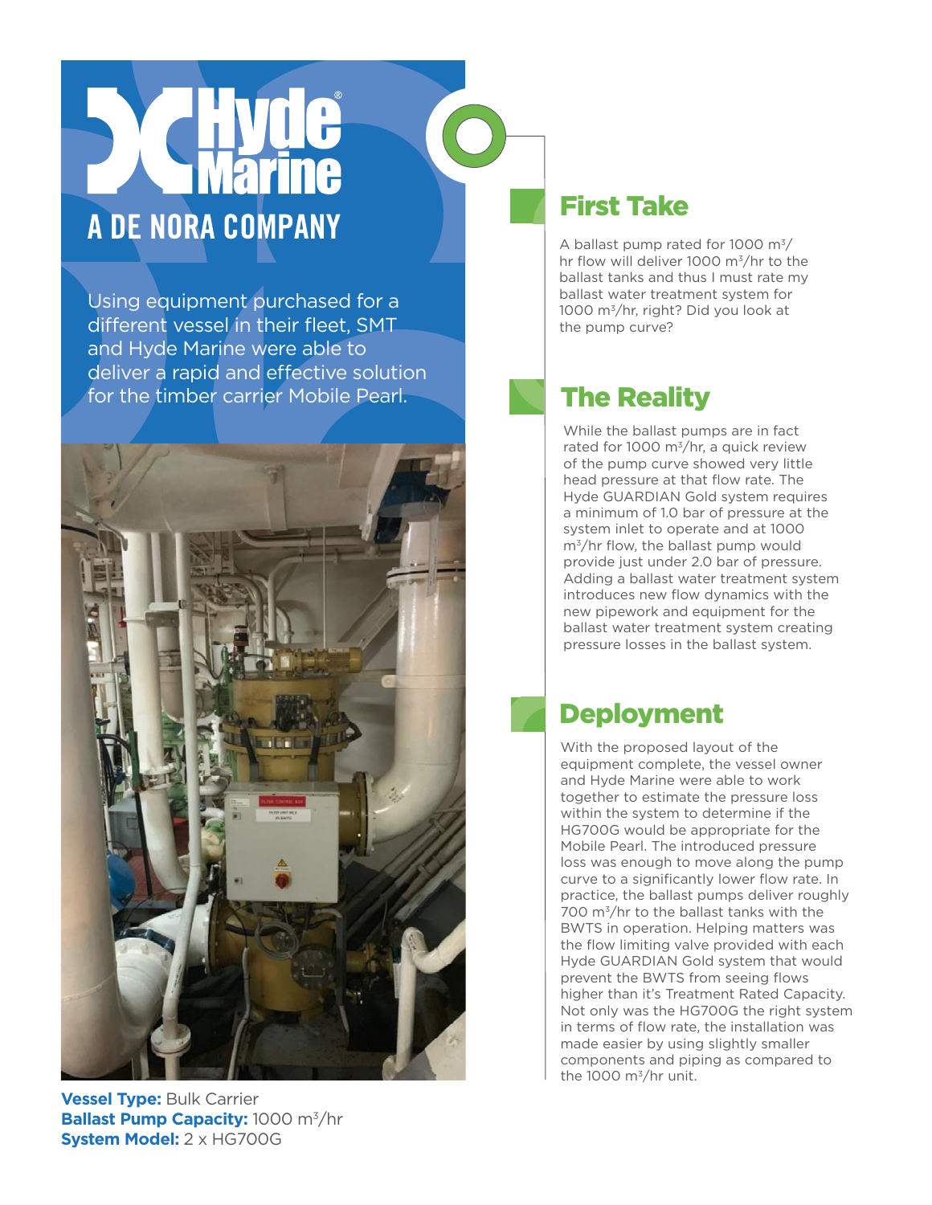# Hyde Marine

## A DE NORA COMPANY

Using equipment purchased for a different vessel in their fleet, SMT and Hyde Marine were able to deliver a rapid and effective solution for the timber carrier Mobile Pearl.

**Vessel Type:** Bulk Carrier
**Ballast Pump Capacity:** 1000 $m^3$/hr
**System Model:** 2 x HG700G

## First Take

A ballast pump rated for 1000 $m^3$/hr flow will deliver 1000 $m^3$/hr to the ballast tanks and thus I must rate my ballast water treatment system for 1000 $m^3$/hr, right? Did you look at the pump curve?

## The Reality

While the ballast pumps are in fact rated for 1000 $m^3$/hr, a quick review of the pump curve showed very little head pressure at that flow rate. The Hyde GUARDIAN Gold system requires a minimum of 1.0 bar of pressure at the system inlet to operate and at 1000 $m^3$/hr flow, the ballast pump would provide just under 2.0 bar of pressure. Adding a ballast water treatment system introduces new flow dynamics with the new pipework and equipment for the ballast water treatment system creating pressure losses in the ballast system.

## Deployment

With the proposed layout of the equipment complete, the vessel owner and Hyde Marine were able to work together to estimate the pressure loss within the system to determine if the HG700G would be appropriate for the Mobile Pearl. The introduced pressure loss was enough to move along the pump curve to a significantly lower flow rate. In practice, the ballast pumps deliver roughly 700 $m^3$/hr to the ballast tanks with the BWTS in operation. Helping matters was the flow limiting valve provided with each Hyde GUARDIAN Gold system that would prevent the BWTS from seeing flows higher than it's Treatment Rated Capacity. Not only was the HG700G the right system in terms of flow rate, the installation was made easier by using slightly smaller components and piping as compared to the 1000 $m^3$/hr unit.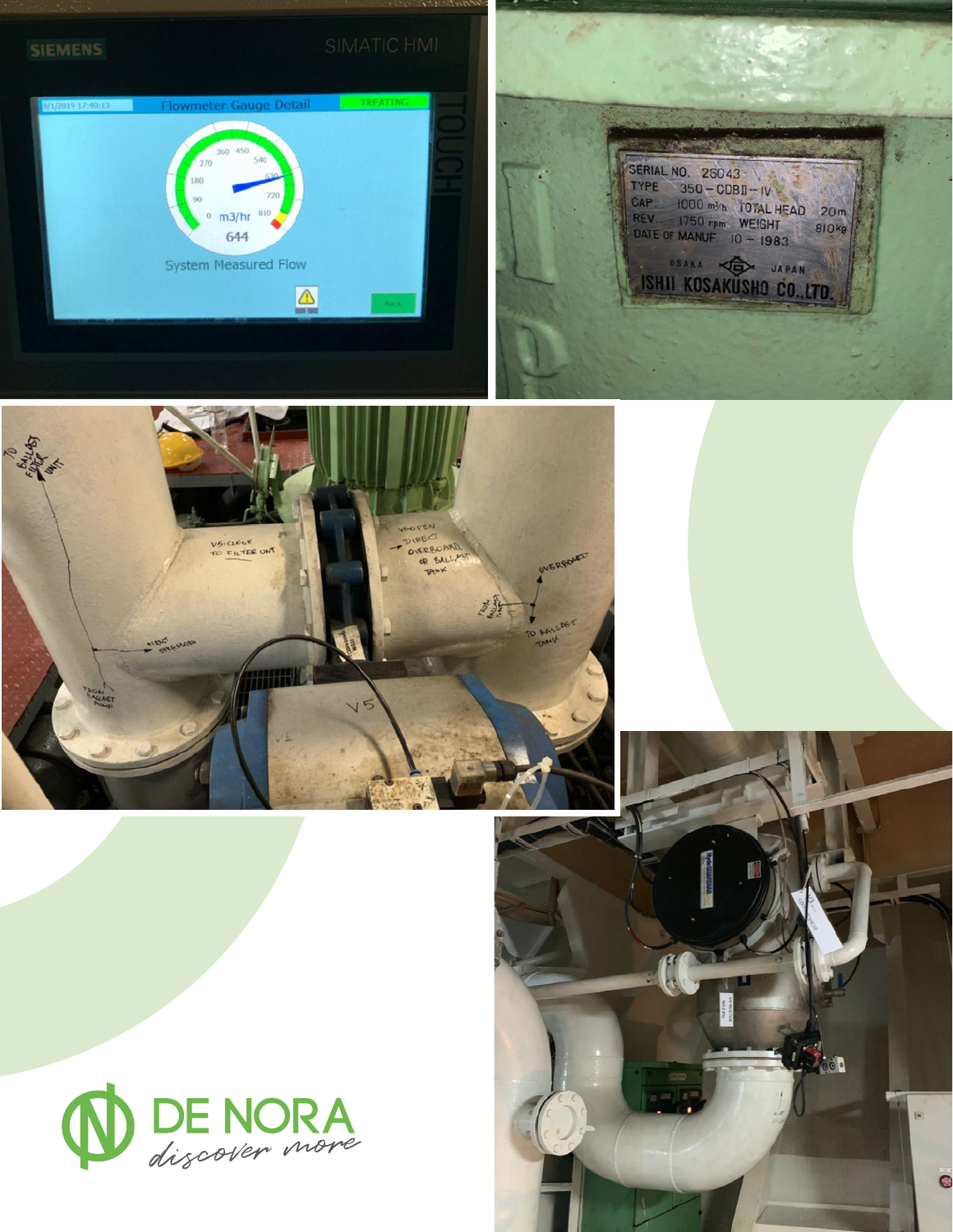DE NORA

*discover more*